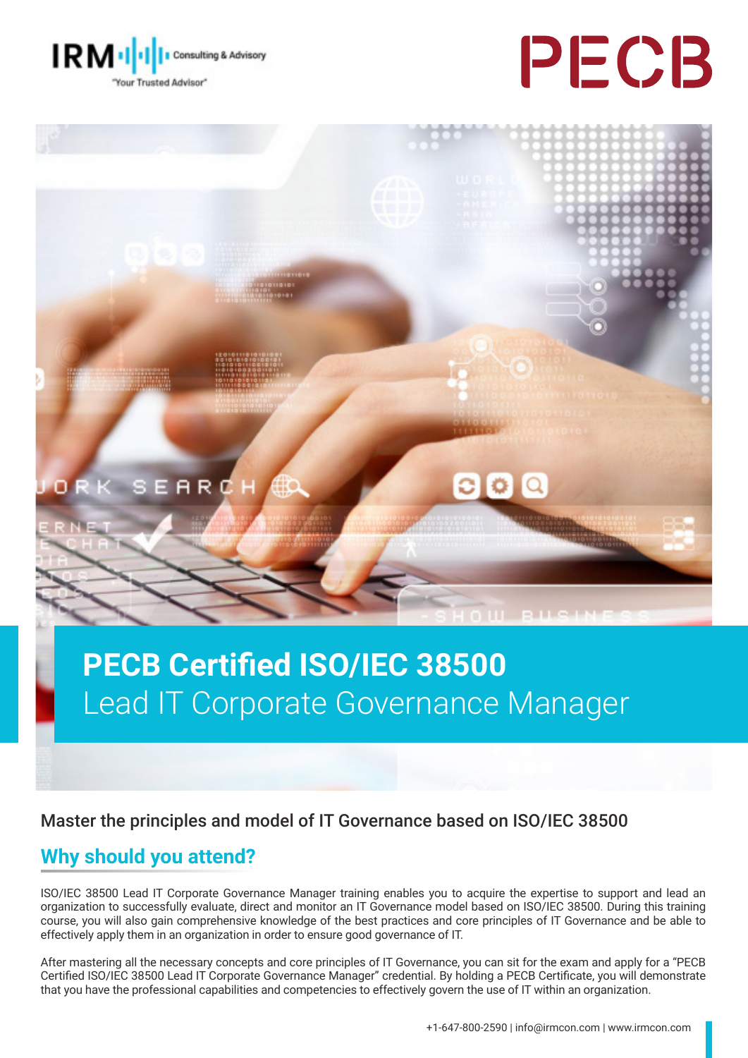# PECB Certified ISO/IEC 38500 Lead IT Corporate Governance Manager

Master the principles and model of IT Governance based on ISO/IEC 38500

## Why should you attend?

ISO/IEC 38500 Lead IT Corporate Governance Manager training enables you to acquire the expertise to support and lead an organization to successfully evaluate, direct and monitor an IT Governance model based on ISO/IEC 38500. During this training course, you will also gain comprehensive knowledge of the best practices and core principles of IT Governance and be able to effectively apply them in an organization in order to ensure good governance of IT.

After mastering all the necessary concepts and core principles of IT Governance, you can sit for the exam and apply for a "PECB Certified ISO/IEC 38500 Lead IT Corporate Governance Manager" credential. By holding a PECB Certificate, you will demonstrate that you have the professional capabilities and competencies to effectively govern the use of IT within an organization.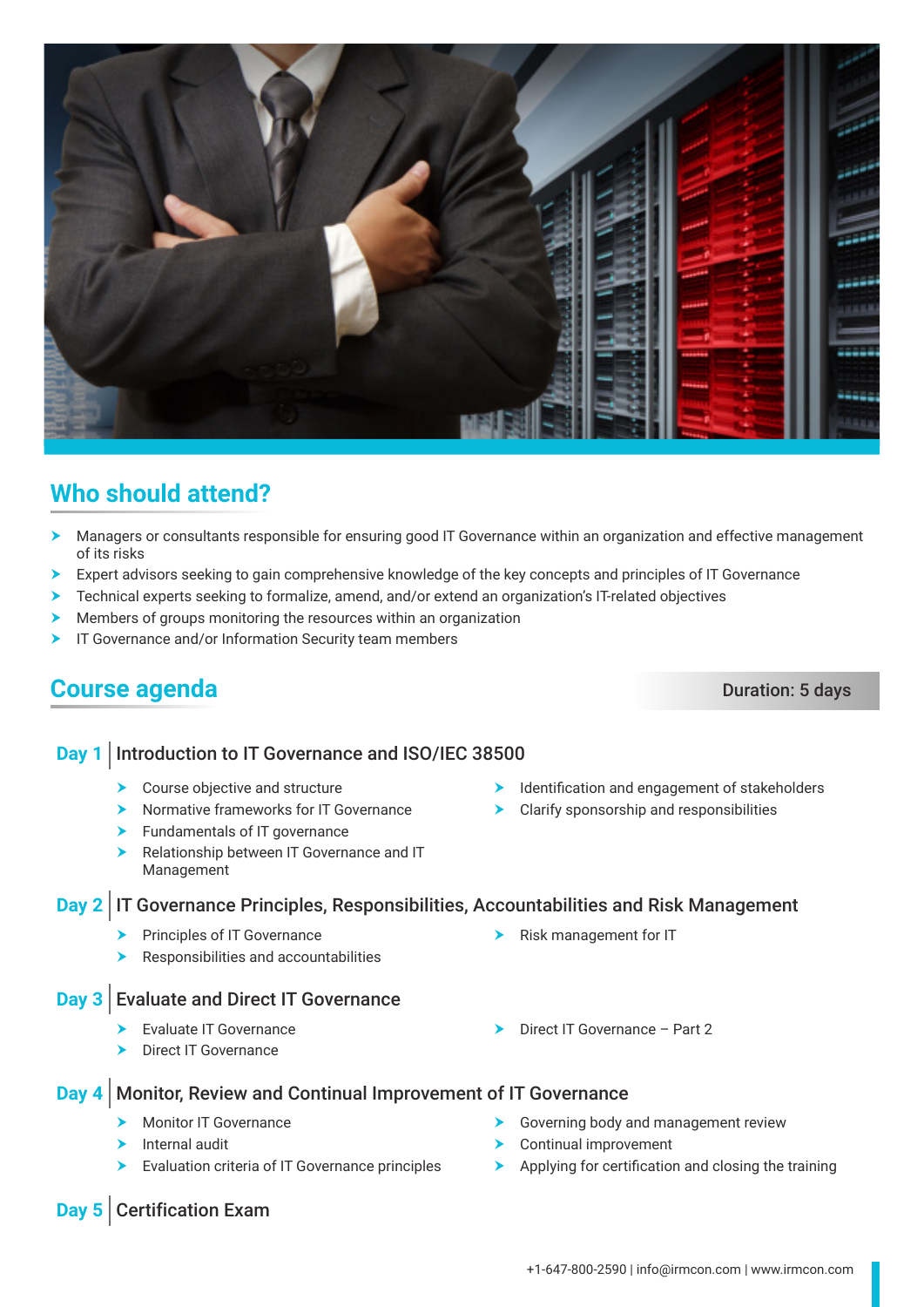## Who should attend?

- Managers or consultants responsible for ensuring good IT Governance within an organization and effective management of its risks
- Expert advisors seeking to gain comprehensive knowledge of the key concepts and principles of IT Governance
- Technical experts seeking to formalize, amend, and/or extend an organization's IT-related objectives
- Members of groups monitoring the resources within an organization
- IT Governance and/or Information Security team members

## Course agenda

**Duration: 5 days**

### Day 1 | Introduction to IT Governance and ISO/IEC 38500

- Course objective and structure
- Normative frameworks for IT Governance
- Fundamentals of IT governance
- Relationship between IT Governance and IT Management
- Identification and engagement of stakeholders
- Clarify sponsorship and responsibilities

### Day 2 | IT Governance Principles, Responsibilities, Accountabilities and Risk Management

- Principles of IT Governance
- Responsibilities and accountabilities
- Risk management for IT

### Day 3 | Evaluate and Direct IT Governance

- Evaluate IT Governance
- Direct IT Governance
- Direct IT Governance – Part 2

### Day 4 | Monitor, Review and Continual Improvement of IT Governance

- Monitor IT Governance
- Internal audit
- Evaluation criteria of IT Governance principles
- Governing body and management review
- Continual improvement
- Applying for certification and closing the training

### Day 5 | Certification Exam

+1-647-800-2590 | info@irmcon.com | www.irmcon.com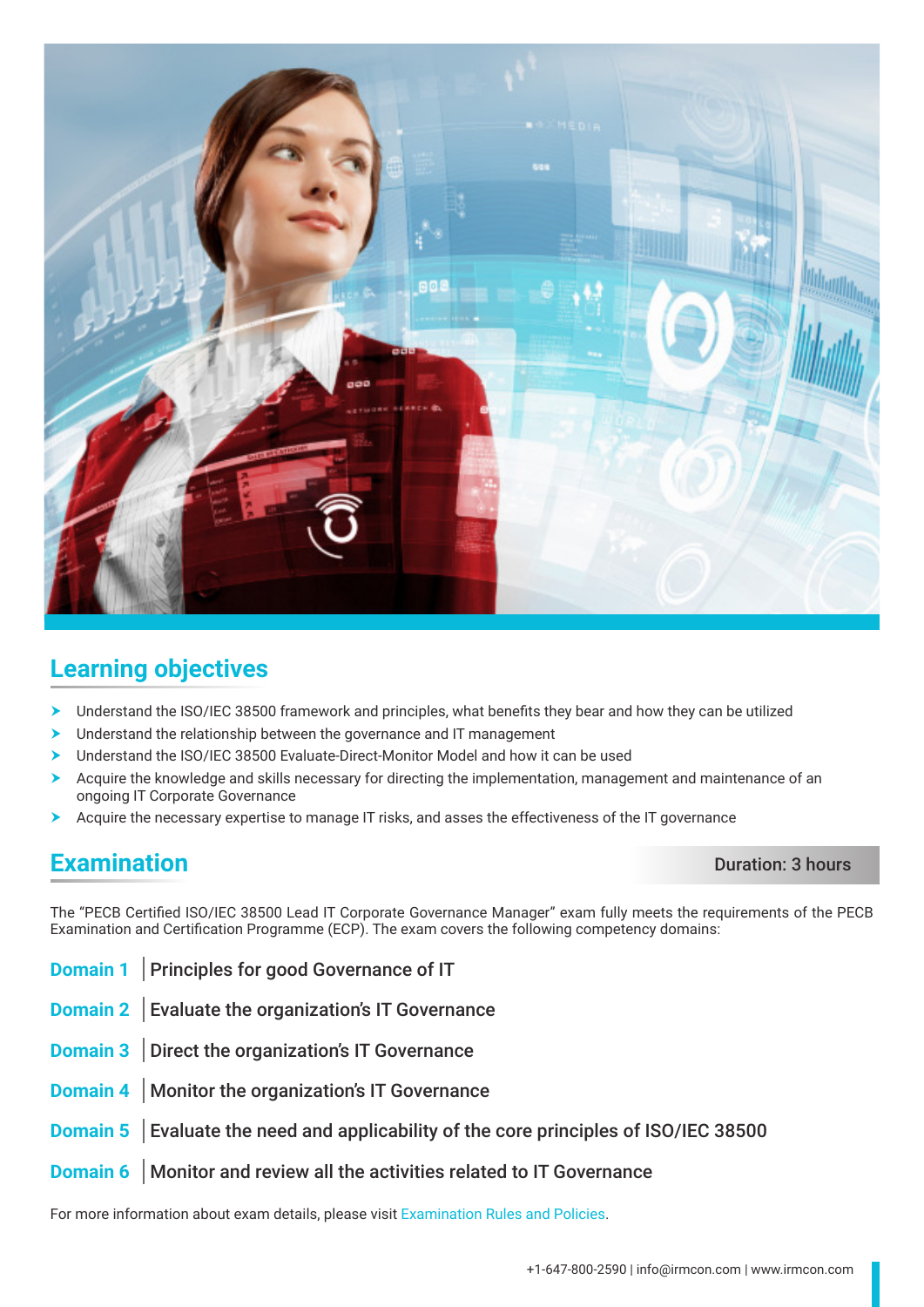## Learning objectives

- Understand the ISO/IEC 38500 framework and principles, what benefits they bear and how they can be utilized
- Understand the relationship between the governance and IT management
- Understand the ISO/IEC 38500 Evaluate-Direct-Monitor Model and how it can be used
- Acquire the knowledge and skills necessary for directing the implementation, management and maintenance of an ongoing IT Corporate Governance
- Acquire the necessary expertise to manage IT risks, and asses the effectiveness of the IT governance

## Examination

**Duration: 3 hours**

The "PECB Certified ISO/IEC 38500 Lead IT Corporate Governance Manager" exam fully meets the requirements of the PECB Examination and Certification Programme (ECP). The exam covers the following competency domains:

**Domain 1** | Principles for good Governance of IT

**Domain 2** | Evaluate the organization's IT Governance

**Domain 3** | Direct the organization's IT Governance

**Domain 4** | Monitor the organization's IT Governance

**Domain 5** | Evaluate the need and applicability of the core principles of ISO/IEC 38500

**Domain 6** | Monitor and review all the activities related to IT Governance

For more information about exam details, please visit Examination Rules and Policies.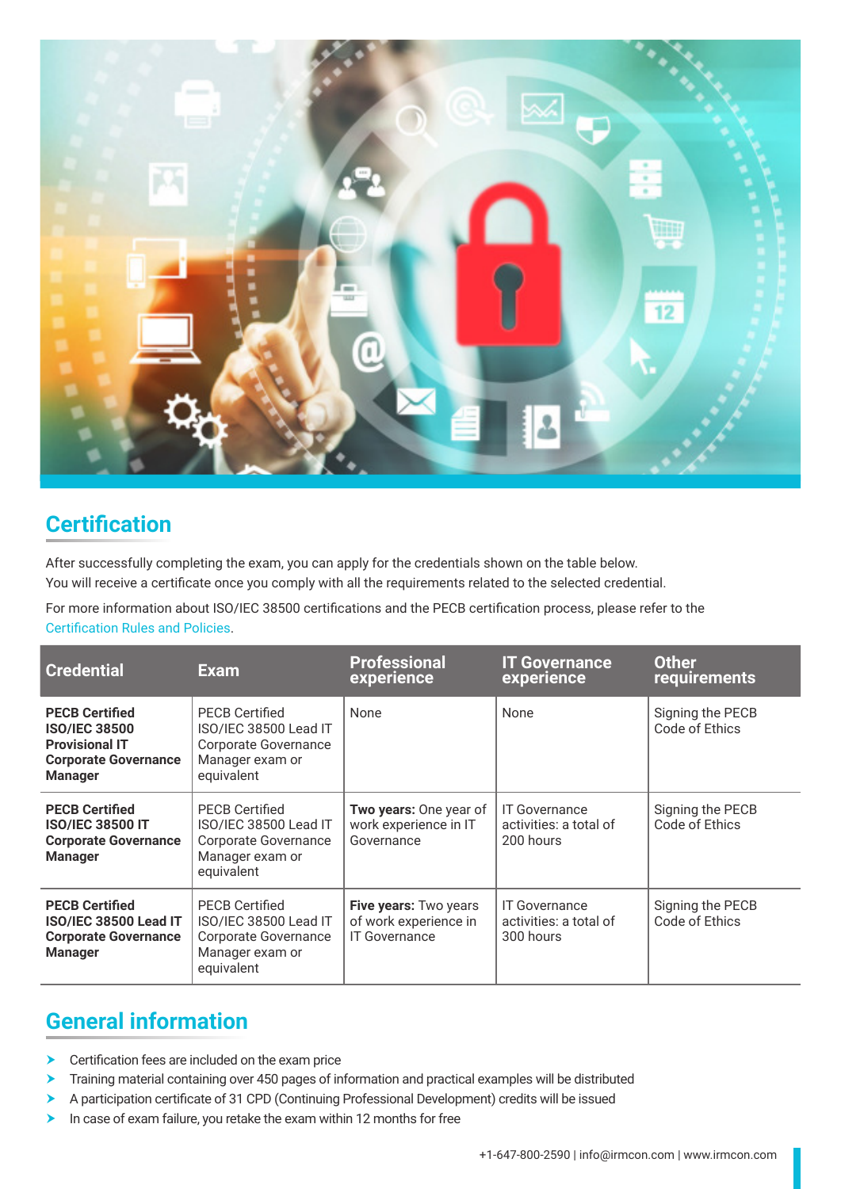## Certification

After successfully completing the exam, you can apply for the credentials shown on the table below.
You will receive a certificate once you comply with all the requirements related to the selected credential.

For more information about ISO/IEC 38500 certifications and the PECB certification process, please refer to the Certification Rules and Policies.

| Credential | Exam | Professional experience | IT Governance experience | Other requirements |
|---|---|---|---|---|
| **PECB Certified ISO/IEC 38500 Provisional IT Corporate Governance Manager** | PECB Certified ISO/IEC 38500 Lead IT Corporate Governance Manager exam or equivalent | None | None | Signing the PECB Code of Ethics |
| **PECB Certified ISO/IEC 38500 IT Corporate Governance Manager** | PECB Certified ISO/IEC 38500 Lead IT Corporate Governance Manager exam or equivalent | **Two years:** One year of work experience in IT Governance | IT Governance activities: a total of 200 hours | Signing the PECB Code of Ethics |
| **PECB Certified ISO/IEC 38500 Lead IT Corporate Governance Manager** | PECB Certified ISO/IEC 38500 Lead IT Corporate Governance Manager exam or equivalent | **Five years:** Two years of work experience in IT Governance | IT Governance activities: a total of 300 hours | Signing the PECB Code of Ethics |

## General information

- Certification fees are included on the exam price
- Training material containing over 450 pages of information and practical examples will be distributed
- A participation certificate of 31 CPD (Continuing Professional Development) credits will be issued
- In case of exam failure, you retake the exam within 12 months for free

+1-647-800-2590 | info@irmcon.com | www.irmcon.com